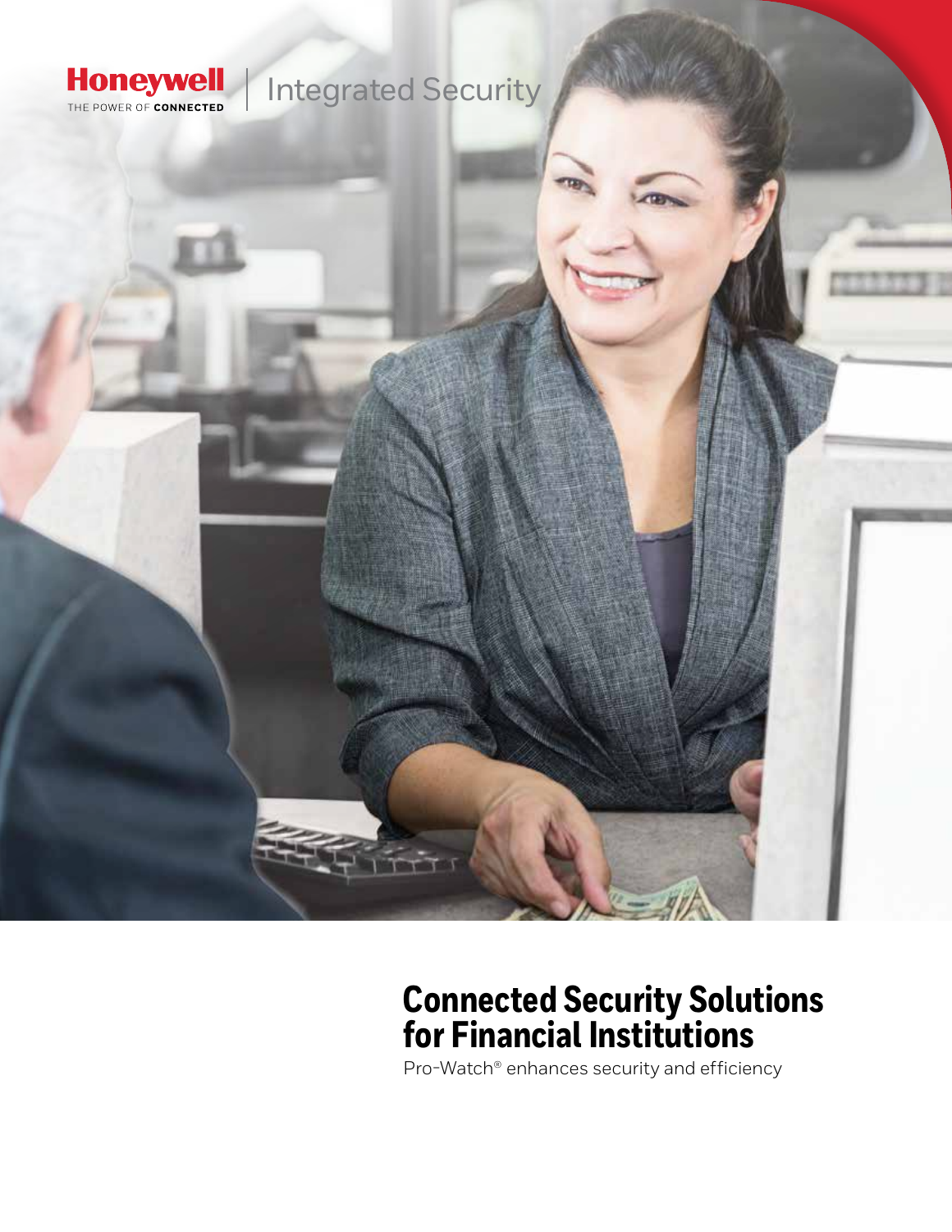Honeywell
THE POWER OF CONNECTED

Integrated Security

# Connected Security Solutions for Financial Institutions

Pro-Watch® enhances security and efficiency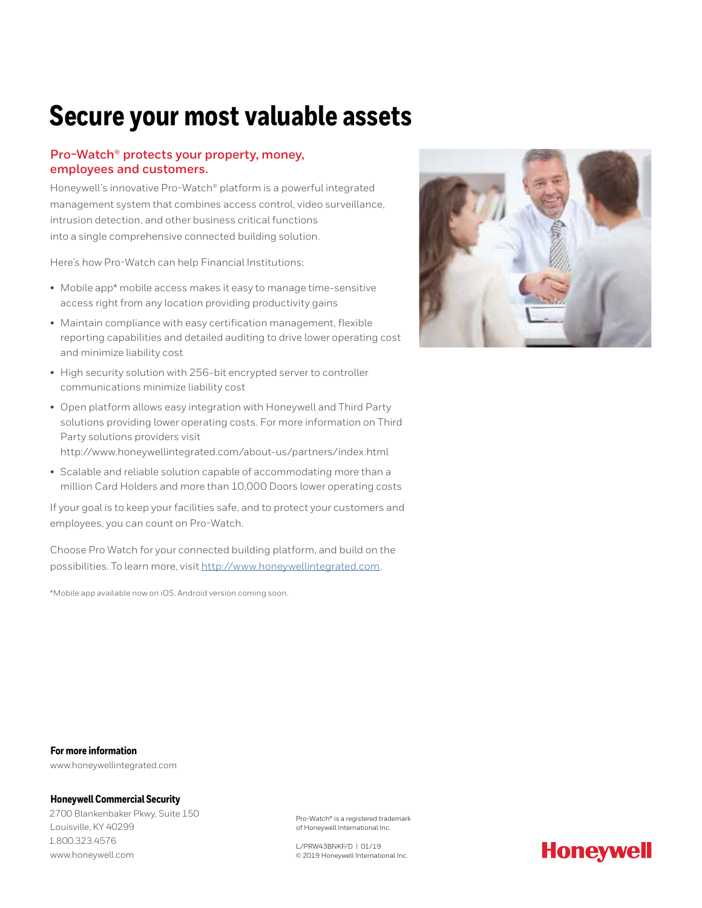# Secure your most valuable assets

## Pro-Watch® protects your property, money, employees and customers.

Honeywell's innovative Pro-Watch® platform is a powerful integrated management system that combines access control, video surveillance, intrusion detection, and other business critical functions into a single comprehensive connected building solution.

Here's how Pro-Watch can help Financial Institutions:

- Mobile app* mobile access makes it easy to manage time-sensitive access right from any location providing productivity gains
- Maintain compliance with easy certification management, flexible reporting capabilities and detailed auditing to drive lower operating cost and minimize liability cost
- High security solution with 256-bit encrypted server to controller communications minimize liability cost
- Open platform allows easy integration with Honeywell and Third Party solutions providing lower operating costs. For more information on Third Party solutions providers visit http://www.honeywellintegrated.com/about-us/partners/index.html
- Scalable and reliable solution capable of accommodating more than a million Card Holders and more than 10,000 Doors lower operating costs

If your goal is to keep your facilities safe, and to protect your customers and employees, you can count on Pro-Watch.

Choose Pro Watch for your connected building platform, and build on the possibilities. To learn more, visit http://www.honeywellintegrated.com.

*Mobile app available now on iOS. Android version coming soon.

**For more information**

www.honeywellintegrated.com

**Honeywell Commercial Security**

2700 Blankenbaker Pkwy, Suite 150
Louisville, KY 40299
1.800.323.4576
www.honeywell.com

Pro-Watch® is a registered trademark of Honeywell International Inc.

L/PRW43BNKF/D | 01/19
© 2019 Honeywell International Inc.

Honeywell